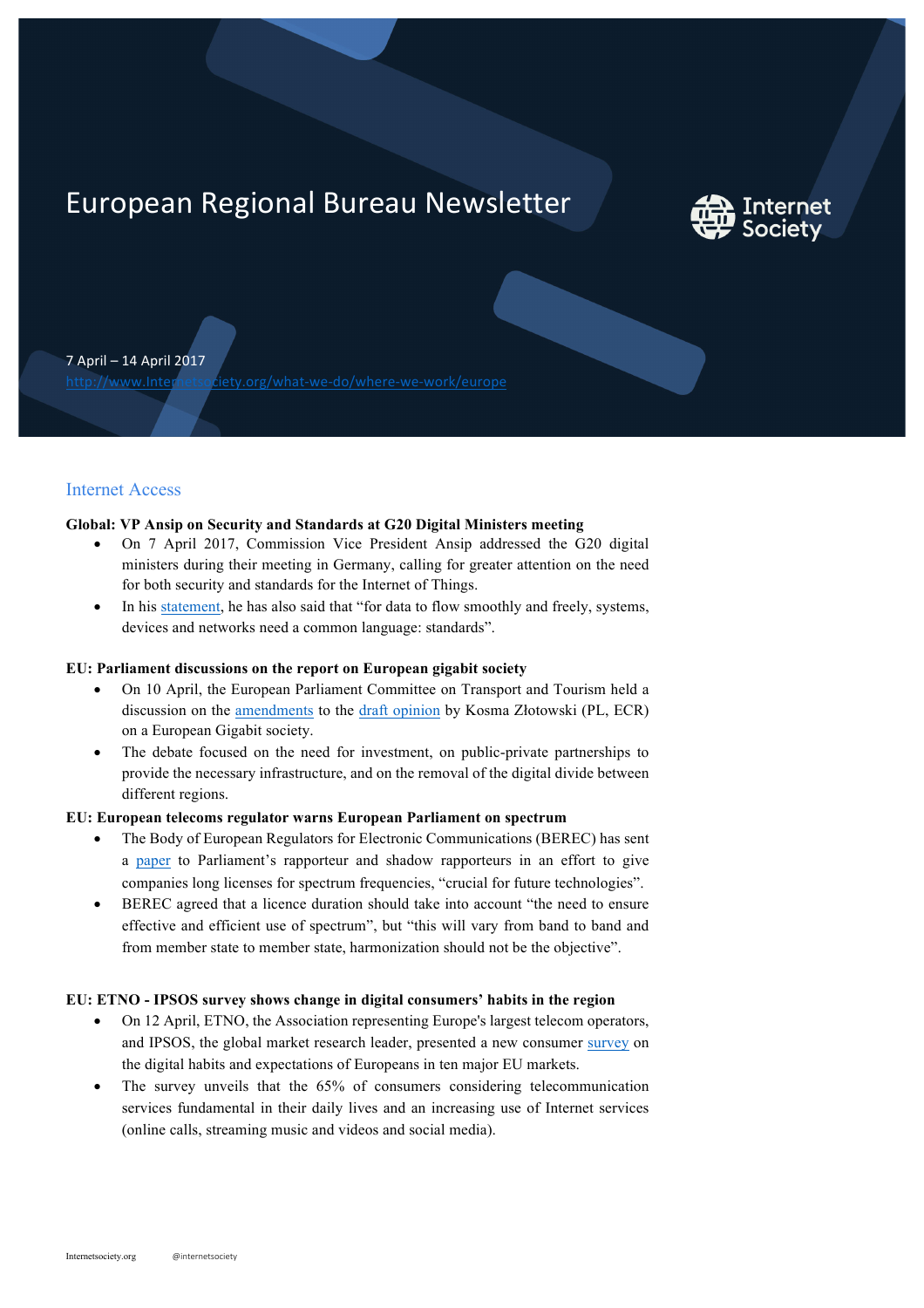# European Regional Bureau Newsletter

7 April – 14 April 2017

http://www.Internetsociety.org/what-we-do/where-we-work/europe

## Internet Access

**Global: VP Ansip on Security and Standards at G20 Digital Ministers meeting**

- On 7 April 2017, Commission Vice President Ansip addressed the G20 digital ministers during their meeting in Germany, calling for greater attention on the need for both security and standards for the Internet of Things.
- In his statement, he has also said that "for data to flow smoothly and freely, systems, devices and networks need a common language: standards".

**EU: Parliament discussions on the report on European gigabit society**

- On 10 April, the European Parliament Committee on Transport and Tourism held a discussion on the amendments to the draft opinion by Kosma Złotowski (PL, ECR) on a European Gigabit society.
- The debate focused on the need for investment, on public-private partnerships to provide the necessary infrastructure, and on the removal of the digital divide between different regions.

**EU: European telecoms regulator warns European Parliament on spectrum**

- The Body of European Regulators for Electronic Communications (BEREC) has sent a paper to Parliament's rapporteur and shadow rapporteurs in an effort to give companies long licenses for spectrum frequencies, "crucial for future technologies".
- BEREC agreed that a licence duration should take into account "the need to ensure effective and efficient use of spectrum", but "this will vary from band to band and from member state to member state, harmonization should not be the objective".

**EU: ETNO - IPSOS survey shows change in digital consumers' habits in the region**

- On 12 April, ETNO, the Association representing Europe's largest telecom operators, and IPSOS, the global market research leader, presented a new consumer survey on the digital habits and expectations of Europeans in ten major EU markets.
- The survey unveils that the 65% of consumers considering telecommunication services fundamental in their daily lives and an increasing use of Internet services (online calls, streaming music and videos and social media).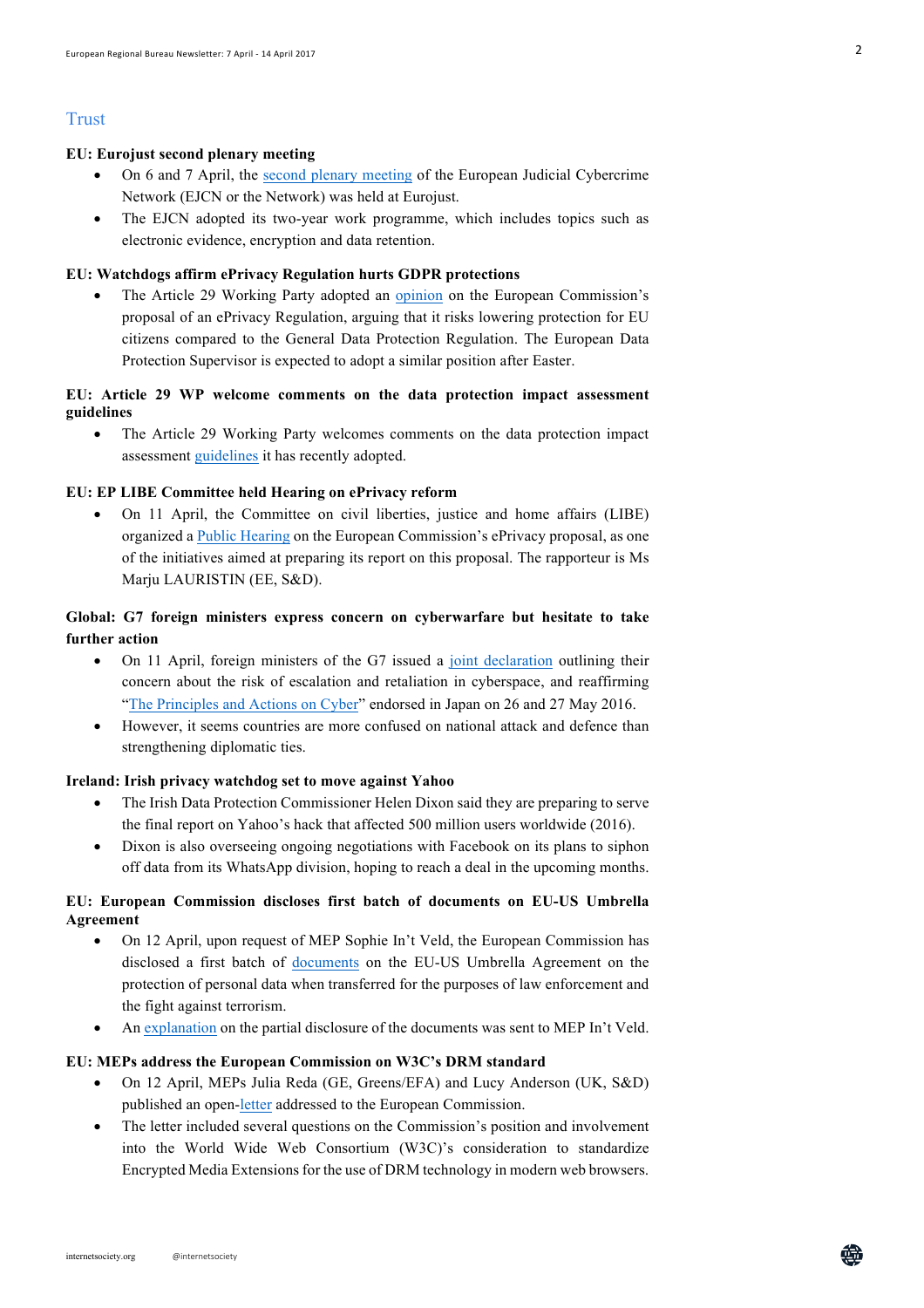## Trust

**EU: Eurojust second plenary meeting**

- On 6 and 7 April, the second plenary meeting of the European Judicial Cybercrime Network (EJCN or the Network) was held at Eurojust.
- The EJCN adopted its two-year work programme, which includes topics such as electronic evidence, encryption and data retention.

**EU: Watchdogs affirm ePrivacy Regulation hurts GDPR protections**

- The Article 29 Working Party adopted an opinion on the European Commission's proposal of an ePrivacy Regulation, arguing that it risks lowering protection for EU citizens compared to the General Data Protection Regulation. The European Data Protection Supervisor is expected to adopt a similar position after Easter.

**EU: Article 29 WP welcome comments on the data protection impact assessment guidelines**

- The Article 29 Working Party welcomes comments on the data protection impact assessment guidelines it has recently adopted.

**EU: EP LIBE Committee held Hearing on ePrivacy reform**

- On 11 April, the Committee on civil liberties, justice and home affairs (LIBE) organized a Public Hearing on the European Commission's ePrivacy proposal, as one of the initiatives aimed at preparing its report on this proposal. The rapporteur is Ms Marju LAURISTIN (EE, S&D).

**Global: G7 foreign ministers express concern on cyberwarfare but hesitate to take further action**

- On 11 April, foreign ministers of the G7 issued a joint declaration outlining their concern about the risk of escalation and retaliation in cyberspace, and reaffirming "The Principles and Actions on Cyber" endorsed in Japan on 26 and 27 May 2016.
- However, it seems countries are more confused on national attack and defence than strengthening diplomatic ties.

**Ireland: Irish privacy watchdog set to move against Yahoo**

- The Irish Data Protection Commissioner Helen Dixon said they are preparing to serve the final report on Yahoo's hack that affected 500 million users worldwide (2016).
- Dixon is also overseeing ongoing negotiations with Facebook on its plans to siphon off data from its WhatsApp division, hoping to reach a deal in the upcoming months.

**EU: European Commission discloses first batch of documents on EU-US Umbrella Agreement**

- On 12 April, upon request of MEP Sophie In't Veld, the European Commission has disclosed a first batch of documents on the EU-US Umbrella Agreement on the protection of personal data when transferred for the purposes of law enforcement and the fight against terrorism.
- An explanation on the partial disclosure of the documents was sent to MEP In't Veld.

**EU: MEPs address the European Commission on W3C's DRM standard**

- On 12 April, MEPs Julia Reda (GE, Greens/EFA) and Lucy Anderson (UK, S&D) published an open-letter addressed to the European Commission.
- The letter included several questions on the Commission's position and involvement into the World Wide Web Consortium (W3C)'s consideration to standardize Encrypted Media Extensions for the use of DRM technology in modern web browsers.